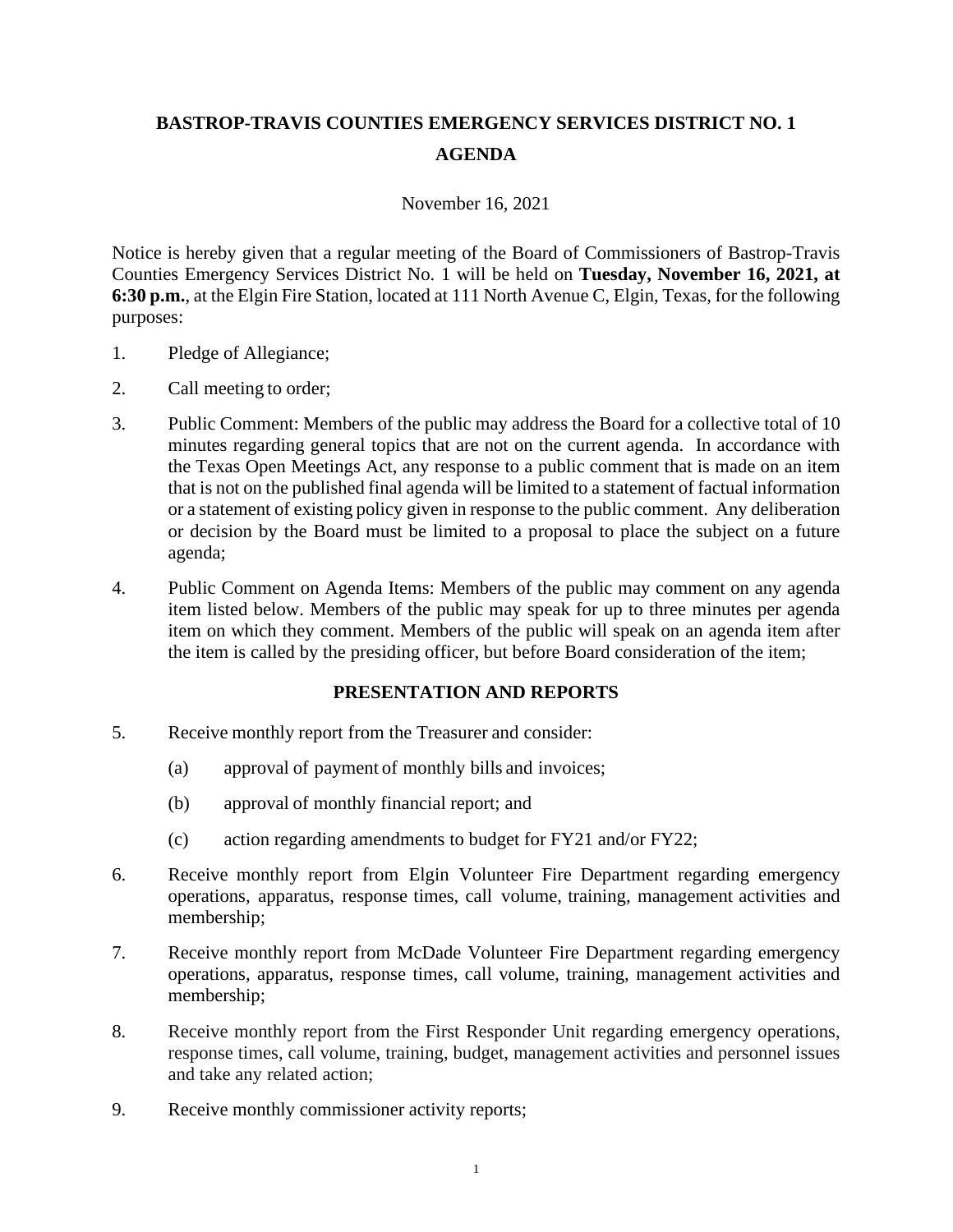# BASTROP-TRAVIS COUNTIES EMERGENCY SERVICES DISTRICT NO. 1

## AGENDA

November 16, 2021

Notice is hereby given that a regular meeting of the Board of Commissioners of Bastrop-Travis Counties Emergency Services District No. 1 will be held on **Tuesday, November 16, 2021, at 6:30 p.m.**, at the Elgin Fire Station, located at 111 North Avenue C, Elgin, Texas, for the following purposes:

1. Pledge of Allegiance;

2. Call meeting to order;

3. Public Comment: Members of the public may address the Board for a collective total of 10 minutes regarding general topics that are not on the current agenda. In accordance with the Texas Open Meetings Act, any response to a public comment that is made on an item that is not on the published final agenda will be limited to a statement of factual information or a statement of existing policy given in response to the public comment. Any deliberation or decision by the Board must be limited to a proposal to place the subject on a future agenda;

4. Public Comment on Agenda Items: Members of the public may comment on any agenda item listed below. Members of the public may speak for up to three minutes per agenda item on which they comment. Members of the public will speak on an agenda item after the item is called by the presiding officer, but before Board consideration of the item;

### PRESENTATION AND REPORTS

5. Receive monthly report from the Treasurer and consider:

   (a) approval of payment of monthly bills and invoices;

   (b) approval of monthly financial report; and

   (c) action regarding amendments to budget for FY21 and/or FY22;

6. Receive monthly report from Elgin Volunteer Fire Department regarding emergency operations, apparatus, response times, call volume, training, management activities and membership;

7. Receive monthly report from McDade Volunteer Fire Department regarding emergency operations, apparatus, response times, call volume, training, management activities and membership;

8. Receive monthly report from the First Responder Unit regarding emergency operations, response times, call volume, training, budget, management activities and personnel issues and take any related action;

9. Receive monthly commissioner activity reports;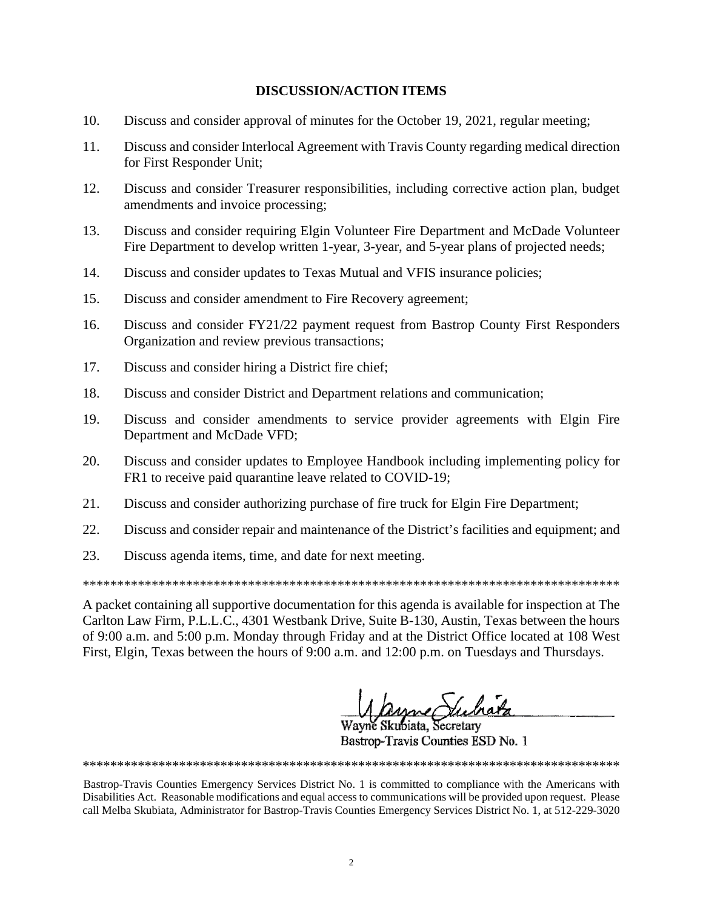**DISCUSSION/ACTION ITEMS**

10. Discuss and consider approval of minutes for the October 19, 2021, regular meeting;

11. Discuss and consider Interlocal Agreement with Travis County regarding medical direction for First Responder Unit;

12. Discuss and consider Treasurer responsibilities, including corrective action plan, budget amendments and invoice processing;

13. Discuss and consider requiring Elgin Volunteer Fire Department and McDade Volunteer Fire Department to develop written 1-year, 3-year, and 5-year plans of projected needs;

14. Discuss and consider updates to Texas Mutual and VFIS insurance policies;

15. Discuss and consider amendment to Fire Recovery agreement;

16. Discuss and consider FY21/22 payment request from Bastrop County First Responders Organization and review previous transactions;

17. Discuss and consider hiring a District fire chief;

18. Discuss and consider District and Department relations and communication;

19. Discuss and consider amendments to service provider agreements with Elgin Fire Department and McDade VFD;

20. Discuss and consider updates to Employee Handbook including implementing policy for FR1 to receive paid quarantine leave related to COVID-19;

21. Discuss and consider authorizing purchase of fire truck for Elgin Fire Department;

22. Discuss and consider repair and maintenance of the District's facilities and equipment; and

23. Discuss agenda items, time, and date for next meeting.

********************************************************************************

A packet containing all supportive documentation for this agenda is available for inspection at The Carlton Law Firm, P.L.L.C., 4301 Westbank Drive, Suite B-130, Austin, Texas between the hours of 9:00 a.m. and 5:00 p.m. Monday through Friday and at the District Office located at 108 West First, Elgin, Texas between the hours of 9:00 a.m. and 12:00 p.m. on Tuesdays and Thursdays.

Wayne Skubiata, Secretary
Bastrop-Travis Counties ESD No. 1

********************************************************************************

Bastrop-Travis Counties Emergency Services District No. 1 is committed to compliance with the Americans with Disabilities Act. Reasonable modifications and equal access to communications will be provided upon request. Please call Melba Skubiata, Administrator for Bastrop-Travis Counties Emergency Services District No. 1, at 512-229-3020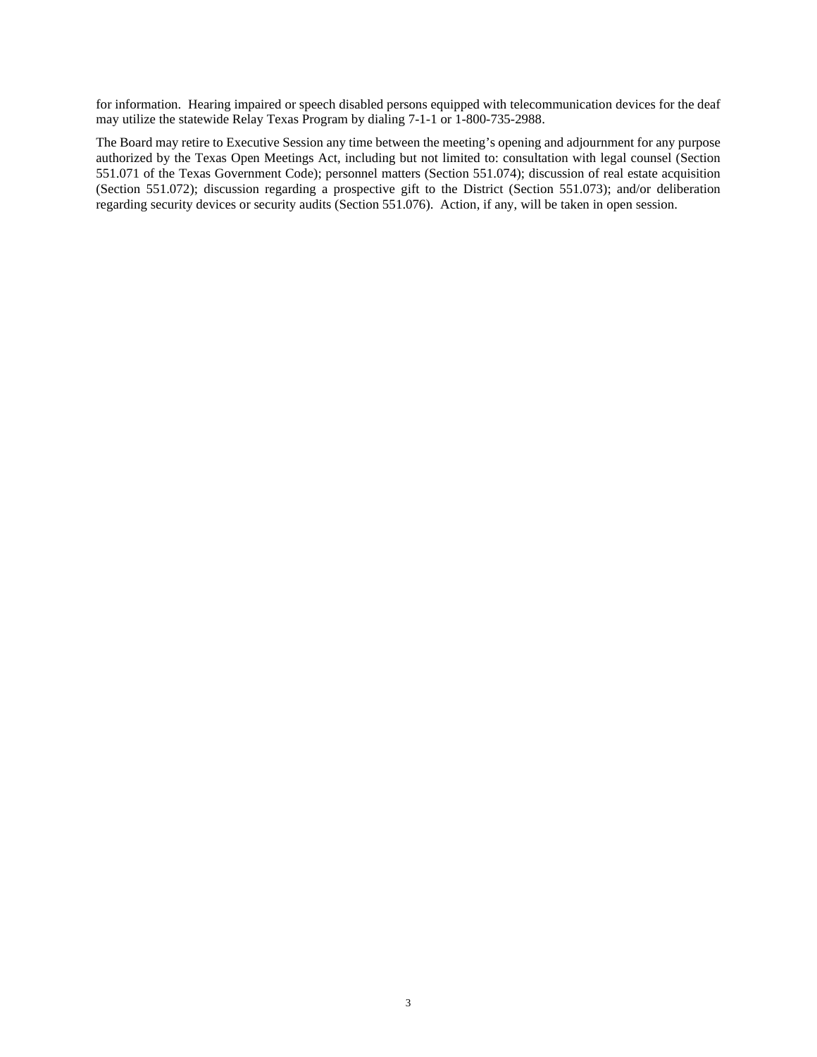for information. Hearing impaired or speech disabled persons equipped with telecommunication devices for the deaf may utilize the statewide Relay Texas Program by dialing 7-1-1 or 1-800-735-2988.

The Board may retire to Executive Session any time between the meeting's opening and adjournment for any purpose authorized by the Texas Open Meetings Act, including but not limited to: consultation with legal counsel (Section 551.071 of the Texas Government Code); personnel matters (Section 551.074); discussion of real estate acquisition (Section 551.072); discussion regarding a prospective gift to the District (Section 551.073); and/or deliberation regarding security devices or security audits (Section 551.076). Action, if any, will be taken in open session.